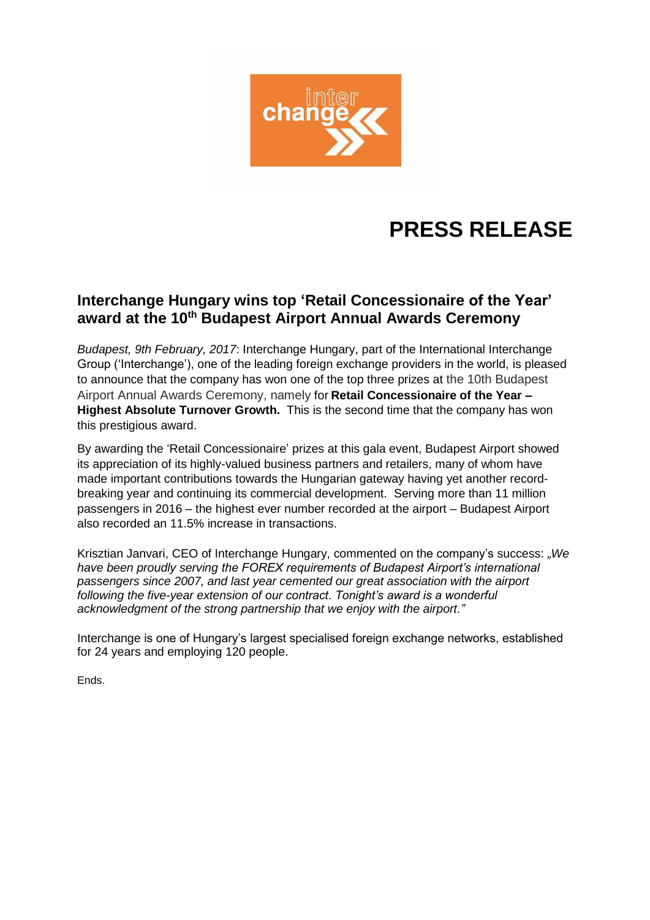# PRESS RELEASE

## Interchange Hungary wins top 'Retail Concessionaire of the Year' award at the 10th Budapest Airport Annual Awards Ceremony

*Budapest, 9th February, 2017*: Interchange Hungary, part of the International Interchange Group ('Interchange'), one of the leading foreign exchange providers in the world, is pleased to announce that the company has won one of the top three prizes at the 10th Budapest Airport Annual Awards Ceremony, namely for **Retail Concessionaire of the Year – Highest Absolute Turnover Growth.** This is the second time that the company has won this prestigious award.

By awarding the 'Retail Concessionaire' prizes at this gala event, Budapest Airport showed its appreciation of its highly-valued business partners and retailers, many of whom have made important contributions towards the Hungarian gateway having yet another record-breaking year and continuing its commercial development. Serving more than 11 million passengers in 2016 – the highest ever number recorded at the airport – Budapest Airport also recorded an 11.5% increase in transactions.

Krisztian Janvari, CEO of Interchange Hungary, commented on the company's success: *„We have been proudly serving the FOREX requirements of Budapest Airport's international passengers since 2007, and last year cemented our great association with the airport following the five-year extension of our contract. Tonight's award is a wonderful acknowledgment of the strong partnership that we enjoy with the airport."*

Interchange is one of Hungary's largest specialised foreign exchange networks, established for 24 years and employing 120 people.

Ends.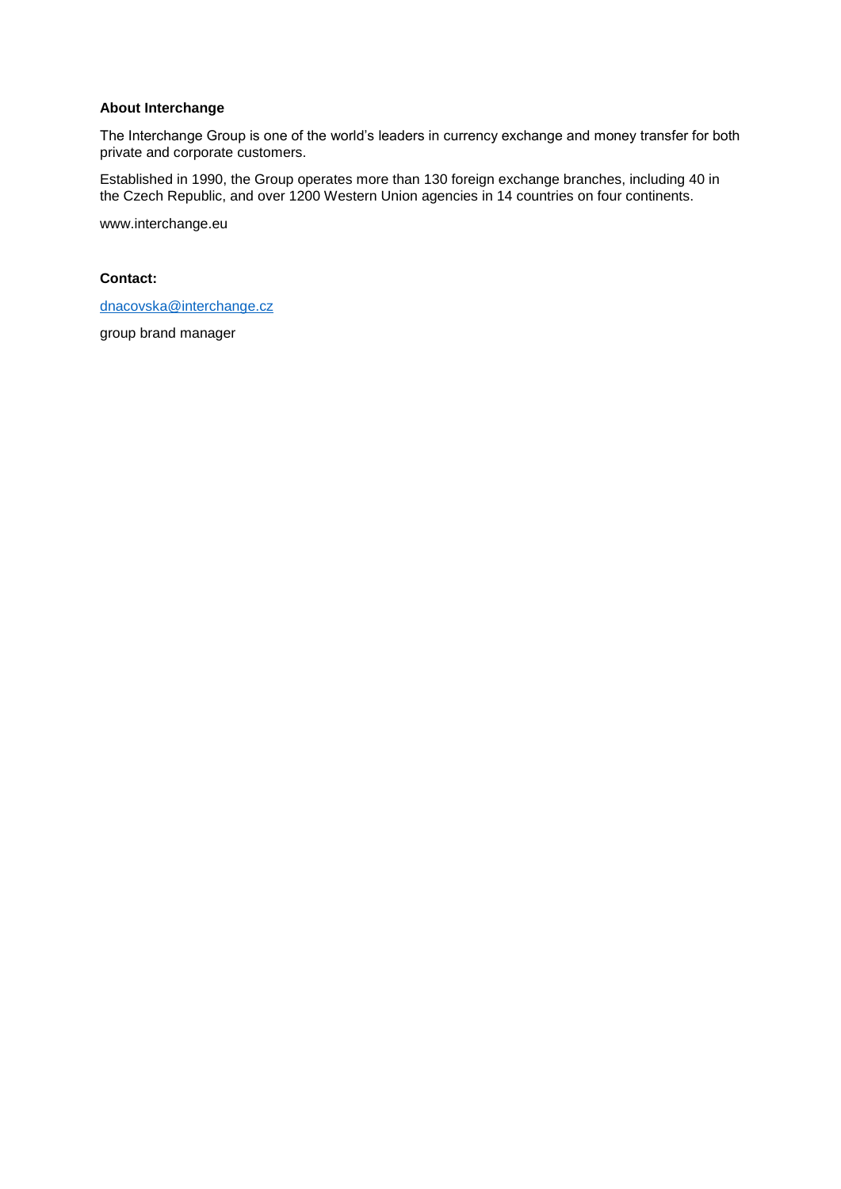**About Interchange**

The Interchange Group is one of the world's leaders in currency exchange and money transfer for both private and corporate customers.

Established in 1990, the Group operates more than 130 foreign exchange branches, including 40 in the Czech Republic, and over 1200 Western Union agencies in 14 countries on four continents.

www.interchange.eu

**Contact:**

dnacovska@interchange.cz

group brand manager